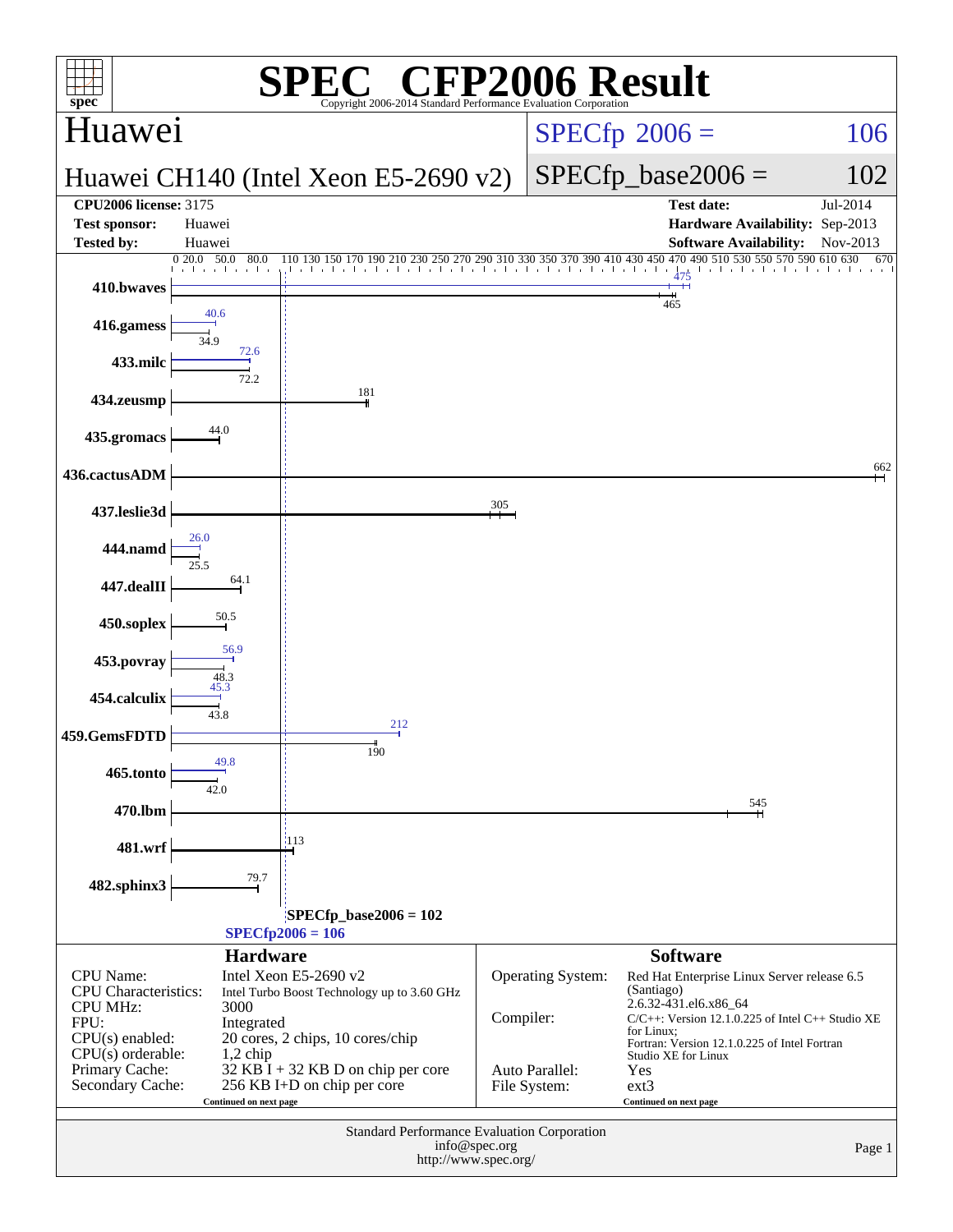# SPEC CFP2006 Result

Copyright 2006-2014 Standard Performance Evaluation Corporation

## Huawei

**Huawei CH140 (Intel Xeon E5-2690 v2)**

SPECfp 2006 = 106

SPECfp_base2006 = 102

| | | | |
|---|---|---|---|
| **CPU2006 license:** 3175 | | **Test date:** | Jul-2014 |
| **Test sponsor:** | Huawei | **Hardware Availability:** | Sep-2013 |
| **Tested by:** | Huawei | **Software Availability:** | Nov-2013 |

| Benchmark | Peak | Base |
|---|---|---|
| 410.bwaves | 475 | 465 |
| 416.gamess | 40.6 | 34.9 |
| 433.milc | 72.6 | 72.2 |
| 434.zeusmp | | 181 |
| 435.gromacs | | 44.0 |
| 436.cactusADM | | 662 |
| 437.leslie3d | | 305 |
| 444.namd | 26.0 | 25.5 |
| 447.dealII | | 64.1 |
| 450.soplex | | 50.5 |
| 453.povray | 56.9 | 48.3 |
| 454.calculix | 45.3 | 43.8 |
| 459.GemsFDTD | 212 | 190 |
| 465.tonto | 49.8 | 42.0 |
| 470.lbm | | 545 |
| 481.wrf | | 113 |
| 482.sphinx3 | | 79.7 |

SPECfp_base2006 = 102

SPECfp2006 = 106

### Hardware

| | |
|---|---|
| CPU Name: | Intel Xeon E5-2690 v2 |
| CPU Characteristics: | Intel Turbo Boost Technology up to 3.60 GHz |
| CPU MHz: | 3000 |
| FPU: | Integrated |
| CPU(s) enabled: | 20 cores, 2 chips, 10 cores/chip |
| CPU(s) orderable: | 1,2 chip |
| Primary Cache: | 32 KB I + 32 KB D on chip per core |
| Secondary Cache: | 256 KB I+D on chip per core |

Continued on next page

### Software

| | |
|---|---|
| Operating System: | Red Hat Enterprise Linux Server release 6.5 (Santiago) 2.6.32-431.el6.x86_64 |
| Compiler: | C/C++: Version 12.1.0.225 of Intel C++ Studio XE for Linux; Fortran: Version 12.1.0.225 of Intel Fortran Studio XE for Linux |
| Auto Parallel: | Yes |
| File System: | ext3 |

Continued on next page

Standard Performance Evaluation Corporation
info@spec.org
http://www.spec.org/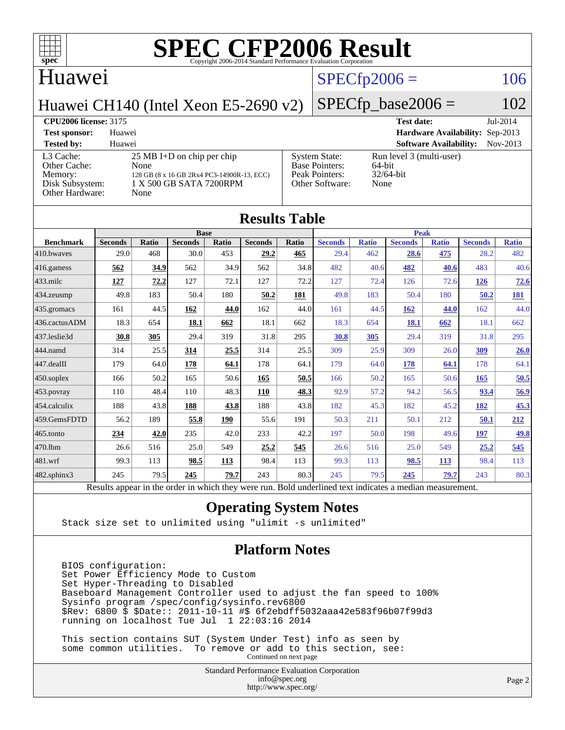# SPEC CFP2006 Result

Copyright 2006-2014 Standard Performance Evaluation Corporation

## Huawei

**Huawei CH140 (Intel Xeon E5-2690 v2)**

SPECfp2006 = 106

SPECfp_base2006 = 102

| | | | |
|---|---|---|---|
| **CPU2006 license:** 3175 | | **Test date:** | Jul-2014 |
| **Test sponsor:** | Huawei | **Hardware Availability:** | Sep-2013 |
| **Tested by:** | Huawei | **Software Availability:** | Nov-2013 |

| | | | |
|---|---|---|---|
| L3 Cache: | 25 MB I+D on chip per chip | System State: | Run level 3 (multi-user) |
| Other Cache: | None | Base Pointers: | 64-bit |
| Memory: | 128 GB (8 x 16 GB 2Rx4 PC3-14900R-13, ECC) | Peak Pointers: | 32/64-bit |
| Disk Subsystem: | 1 X 500 GB SATA 7200RPM | Other Software: | None |
| Other Hardware: | None | | |

## Results Table

| Benchmark | Base | | | | | | Peak | | | | | |
|---|---|---|---|---|---|---|---|---|---|---|---|---|
| | Seconds | Ratio | Seconds | Ratio | Seconds | Ratio | Seconds | Ratio | Seconds | Ratio | Seconds | Ratio |
| 410.bwaves | 29.0 | 468 | 30.0 | 453 | **29.2** | **465** | 29.4 | 462 | **28.6** | **475** | 28.2 | 482 |
| 416.gamess | **562** | **34.9** | 562 | 34.9 | 562 | 34.8 | 482 | 40.6 | **482** | **40.6** | 483 | 40.6 |
| 433.milc | **127** | **72.2** | 127 | 72.1 | 127 | 72.2 | 127 | 72.4 | 126 | 72.6 | **126** | **72.6** |
| 434.zeusmp | 49.8 | 183 | 50.4 | 180 | **50.2** | **181** | 49.8 | 183 | 50.4 | 180 | **50.2** | **181** |
| 435.gromacs | 161 | 44.5 | **162** | **44.0** | 162 | 44.0 | 161 | 44.5 | **162** | **44.0** | 162 | 44.0 |
| 436.cactusADM | 18.3 | 654 | **18.1** | **662** | 18.1 | 662 | 18.3 | 654 | **18.1** | **662** | 18.1 | 662 |
| 437.leslie3d | **30.8** | **305** | 29.4 | 319 | 31.8 | 295 | **30.8** | **305** | 29.4 | 319 | 31.8 | 295 |
| 444.namd | 314 | 25.5 | **314** | **25.5** | 314 | 25.5 | 309 | 25.9 | 309 | 26.0 | **309** | **26.0** |
| 447.dealII | 179 | 64.0 | **178** | **64.1** | 178 | 64.1 | 179 | 64.0 | **178** | **64.1** | 178 | 64.1 |
| 450.soplex | 166 | 50.2 | 165 | 50.6 | **165** | **50.5** | 166 | 50.2 | 165 | 50.6 | **165** | **50.5** |
| 453.povray | 110 | 48.4 | 110 | 48.3 | **110** | **48.3** | 92.9 | 57.2 | 94.2 | 56.5 | **93.4** | **56.9** |
| 454.calculix | 188 | 43.8 | **188** | **43.8** | 188 | 43.8 | 182 | 45.3 | 182 | 45.2 | **182** | **45.3** |
| 459.GemsFDTD | 56.2 | 189 | **55.8** | **190** | 55.6 | 191 | 50.3 | 211 | 50.1 | 212 | **50.1** | **212** |
| 465.tonto | **234** | **42.0** | 235 | 42.0 | 233 | 42.2 | 197 | 50.0 | 198 | 49.6 | **197** | **49.8** |
| 470.lbm | 26.6 | 516 | 25.0 | 549 | **25.2** | **545** | 26.6 | 516 | 25.0 | 549 | **25.2** | **545** |
| 481.wrf | 99.3 | 113 | **98.5** | **113** | 98.4 | 113 | 99.3 | 113 | **98.5** | **113** | 98.4 | 113 |
| 482.sphinx3 | 245 | 79.5 | **245** | **79.7** | 243 | 80.3 | 245 | 79.5 | **245** | **79.7** | 243 | 80.3 |

Results appear in the order in which they were run. Bold underlined text indicates a median measurement.

## Operating System Notes

```
Stack size set to unlimited using "ulimit -s unlimited"
```

## Platform Notes

```
BIOS configuration:
Set Power Efficiency Mode to Custom
Set Hyper-Threading to Disabled
Baseboard Management Controller used to adjust the fan speed to 100%
Sysinfo program /spec/config/sysinfo.rev6800
$Rev: 6800 $ $Date:: 2011-10-11 #$ 6f2ebdff5032aaa42e583f96b07f99d3
running on localhost Tue Jul  1 22:03:16 2014

This section contains SUT (System Under Test) info as seen by
some common utilities.  To remove or add to this section, see:
```

Continued on next page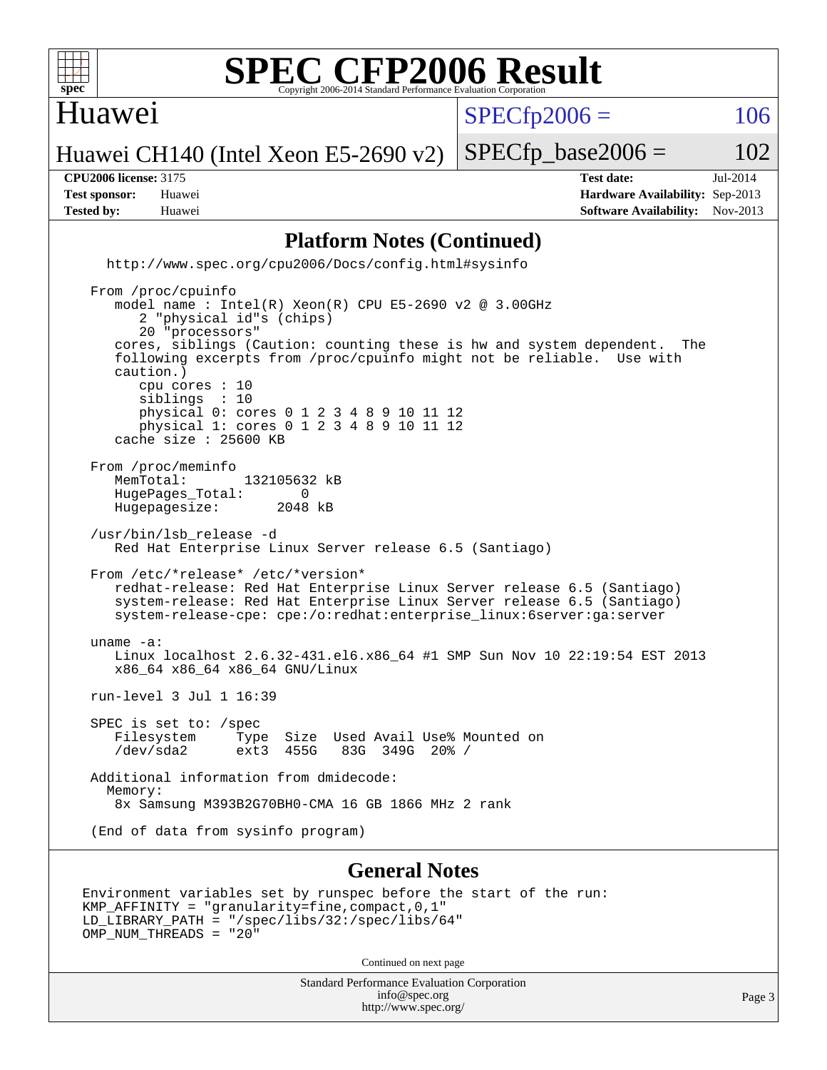# SPEC CFP2006 Result

Copyright 2006-2014 Standard Performance Evaluation Corporation

**Huawei**

**Huawei CH140 (Intel Xeon E5-2690 v2)**

SPECfp2006 = 106

SPECfp_base2006 = 102

**CPU2006 license:** 3175
**Test sponsor:** Huawei
**Tested by:** Huawei

**Test date:** Jul-2014
**Hardware Availability:** Sep-2013
**Software Availability:** Nov-2013

## Platform Notes (Continued)

```
  http://www.spec.org/cpu2006/Docs/config.html#sysinfo

From /proc/cpuinfo
   model name : Intel(R) Xeon(R) CPU E5-2690 v2 @ 3.00GHz
      2 "physical id"s (chips)
      20 "processors"
   cores, siblings (Caution: counting these is hw and system dependent.  The
   following excerpts from /proc/cpuinfo might not be reliable.  Use with
   caution.)
      cpu cores : 10
      siblings  : 10
      physical 0: cores 0 1 2 3 4 8 9 10 11 12
      physical 1: cores 0 1 2 3 4 8 9 10 11 12
   cache size : 25600 KB

From /proc/meminfo
   MemTotal:       132105632 kB
   HugePages_Total:       0
   Hugepagesize:       2048 kB

/usr/bin/lsb_release -d
   Red Hat Enterprise Linux Server release 6.5 (Santiago)

From /etc/*release* /etc/*version*
   redhat-release: Red Hat Enterprise Linux Server release 6.5 (Santiago)
   system-release: Red Hat Enterprise Linux Server release 6.5 (Santiago)
   system-release-cpe: cpe:/o:redhat:enterprise_linux:6server:ga:server

uname -a:
   Linux localhost 2.6.32-431.el6.x86_64 #1 SMP Sun Nov 10 22:19:54 EST 2013
   x86_64 x86_64 x86_64 GNU/Linux

run-level 3 Jul 1 16:39

SPEC is set to: /spec
   Filesystem     Type  Size  Used Avail Use% Mounted on
   /dev/sda2      ext3  455G   83G  349G  20% /

Additional information from dmidecode:
  Memory:
   8x Samsung M393B2G70BH0-CMA 16 GB 1866 MHz 2 rank

(End of data from sysinfo program)
```

## General Notes

```
Environment variables set by runspec before the start of the run:
KMP_AFFINITY = "granularity=fine,compact,0,1"
LD_LIBRARY_PATH = "/spec/libs/32:/spec/libs/64"
OMP_NUM_THREADS = "20"
```

Continued on next page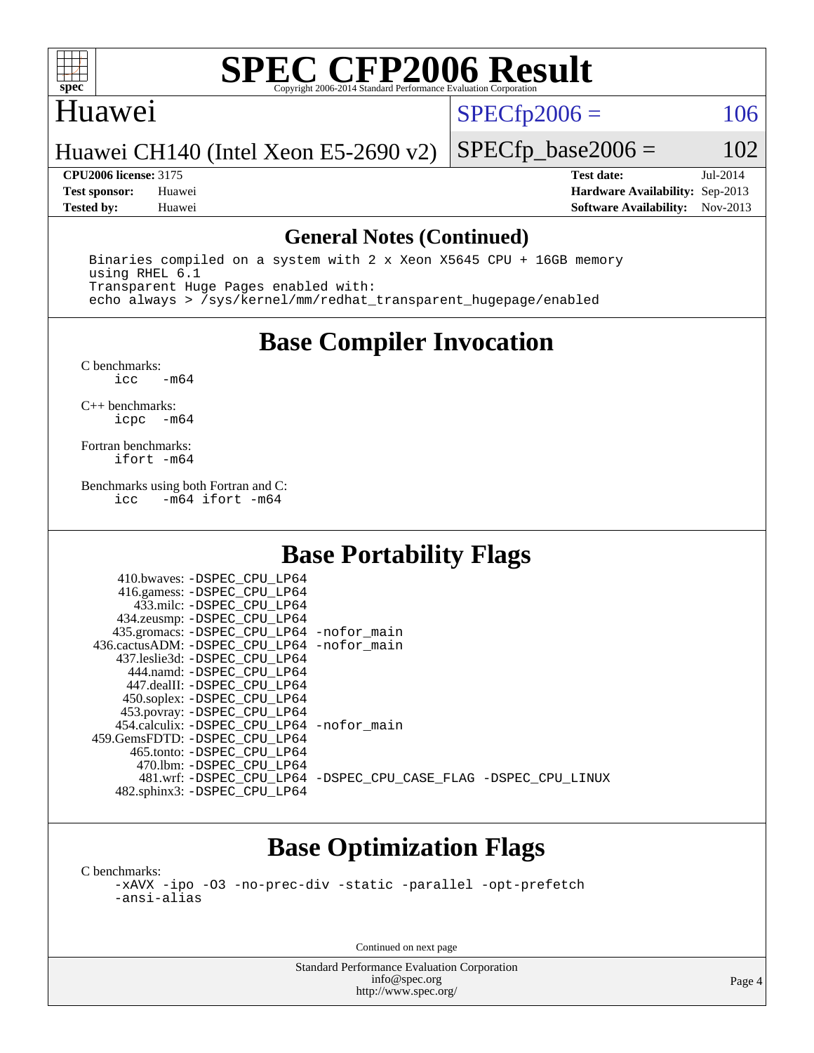## General Notes (Continued)

```
Binaries compiled on a system with 2 x Xeon X5645 CPU + 16GB memory
using RHEL 6.1
Transparent Huge Pages enabled with:
echo always > /sys/kernel/mm/redhat_transparent_hugepage/enabled
```

## Base Compiler Invocation

C benchmarks:
```
icc   -m64
```

C++ benchmarks:
```
icpc  -m64
```

Fortran benchmarks:
```
ifort -m64
```

Benchmarks using both Fortran and C:
```
icc   -m64 ifort -m64
```

## Base Portability Flags

| Benchmark | Flags |
|---|---|
| 410.bwaves: | -DSPEC_CPU_LP64 |
| 416.gamess: | -DSPEC_CPU_LP64 |
| 433.milc: | -DSPEC_CPU_LP64 |
| 434.zeusmp: | -DSPEC_CPU_LP64 |
| 435.gromacs: | -DSPEC_CPU_LP64 -nofor_main |
| 436.cactusADM: | -DSPEC_CPU_LP64 -nofor_main |
| 437.leslie3d: | -DSPEC_CPU_LP64 |
| 444.namd: | -DSPEC_CPU_LP64 |
| 447.dealII: | -DSPEC_CPU_LP64 |
| 450.soplex: | -DSPEC_CPU_LP64 |
| 453.povray: | -DSPEC_CPU_LP64 |
| 454.calculix: | -DSPEC_CPU_LP64 -nofor_main |
| 459.GemsFDTD: | -DSPEC_CPU_LP64 |
| 465.tonto: | -DSPEC_CPU_LP64 |
| 470.lbm: | -DSPEC_CPU_LP64 |
| 481.wrf: | -DSPEC_CPU_LP64 -DSPEC_CPU_CASE_FLAG -DSPEC_CPU_LINUX |
| 482.sphinx3: | -DSPEC_CPU_LP64 |

## Base Optimization Flags

C benchmarks:
```
-xAVX -ipo -O3 -no-prec-div -static -parallel -opt-prefetch
-ansi-alias
```

Continued on next page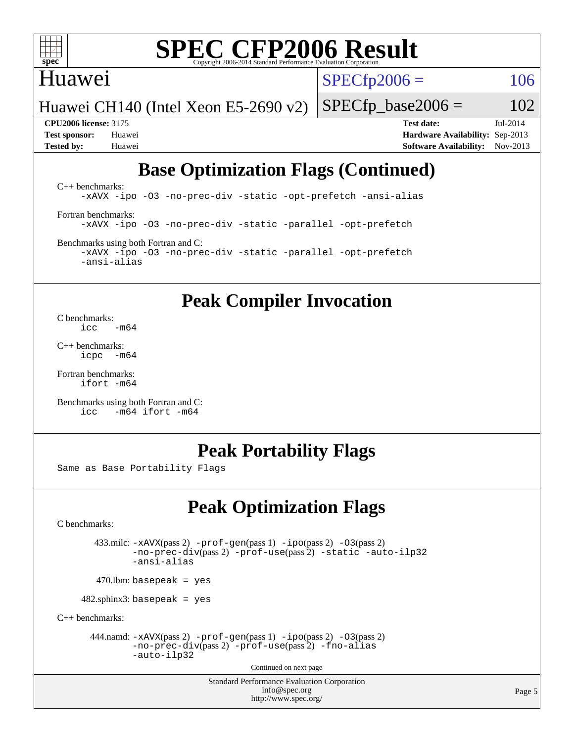# Base Optimization Flags (Continued)

C++ benchmarks:
```
-xAVX -ipo -O3 -no-prec-div -static -opt-prefetch -ansi-alias
```

Fortran benchmarks:
```
-xAVX -ipo -O3 -no-prec-div -static -parallel -opt-prefetch
```

Benchmarks using both Fortran and C:
```
-xAVX -ipo -O3 -no-prec-div -static -parallel -opt-prefetch
-ansi-alias
```

# Peak Compiler Invocation

C benchmarks:
```
icc   -m64
```

C++ benchmarks:
```
icpc  -m64
```

Fortran benchmarks:
```
ifort -m64
```

Benchmarks using both Fortran and C:
```
icc   -m64 ifort -m64
```

# Peak Portability Flags

Same as Base Portability Flags

# Peak Optimization Flags

C benchmarks:

433.milc: -xAVX(pass 2) -prof-gen(pass 1) -ipo(pass 2) -O3(pass 2) -no-prec-div(pass 2) -prof-use(pass 2) -static -auto-ilp32 -ansi-alias

470.lbm: basepeak = yes

482.sphinx3: basepeak = yes

C++ benchmarks:

444.namd: -xAVX(pass 2) -prof-gen(pass 1) -ipo(pass 2) -O3(pass 2) -no-prec-div(pass 2) -prof-use(pass 2) -fno-alias -auto-ilp32

Continued on next page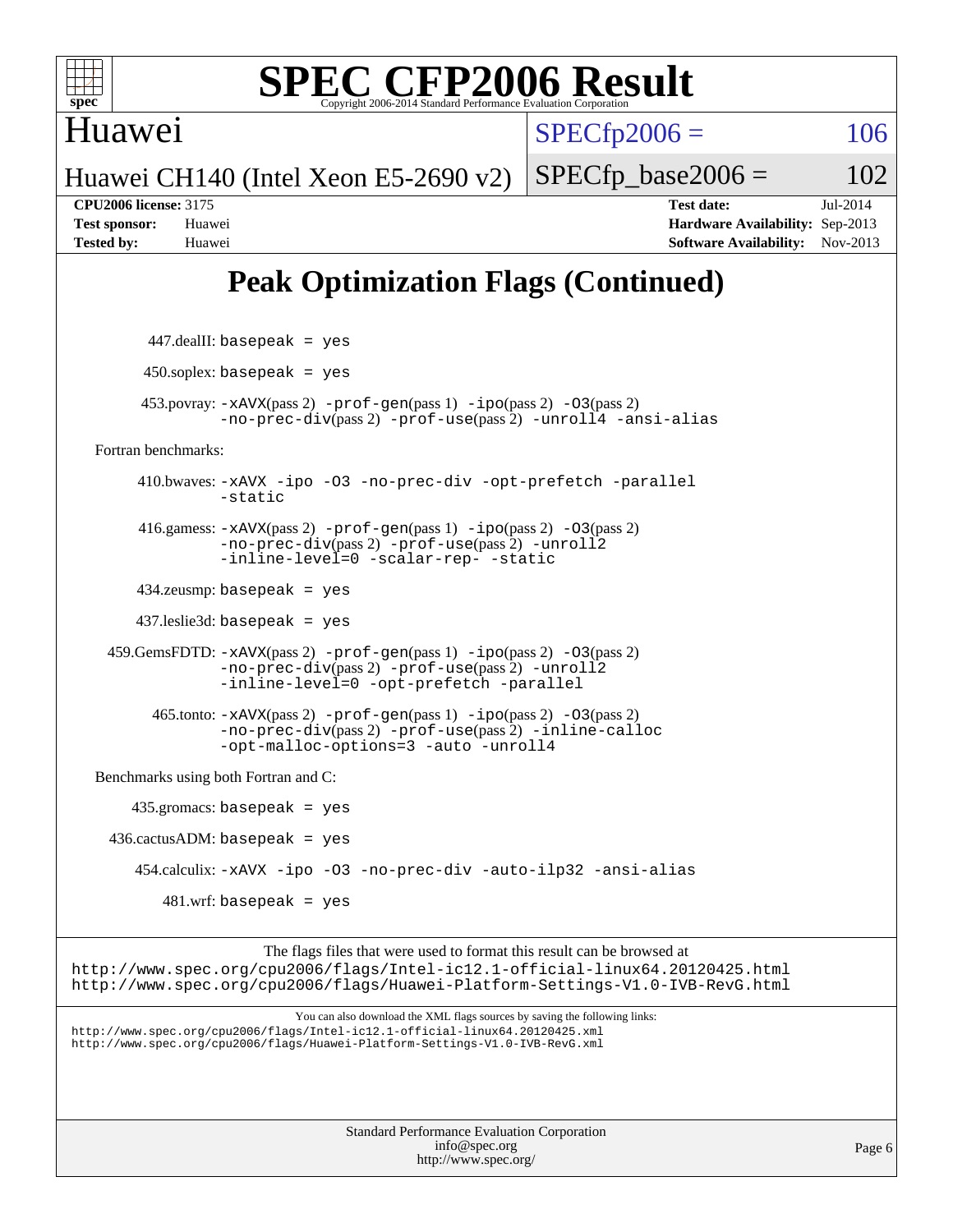# Peak Optimization Flags (Continued)

447.dealII: basepeak = yes

450.soplex: basepeak = yes

453.povray: -xAVX(pass 2) -prof-gen(pass 1) -ipo(pass 2) -O3(pass 2) -no-prec-div(pass 2) -prof-use(pass 2) -unroll4 -ansi-alias

Fortran benchmarks:

410.bwaves: -xAVX -ipo -O3 -no-prec-div -opt-prefetch -parallel -static

416.gamess: -xAVX(pass 2) -prof-gen(pass 1) -ipo(pass 2) -O3(pass 2) -no-prec-div(pass 2) -prof-use(pass 2) -unroll2 -inline-level=0 -scalar-rep- -static

434.zeusmp: basepeak = yes

437.leslie3d: basepeak = yes

459.GemsFDTD: -xAVX(pass 2) -prof-gen(pass 1) -ipo(pass 2) -O3(pass 2) -no-prec-div(pass 2) -prof-use(pass 2) -unroll2 -inline-level=0 -opt-prefetch -parallel

465.tonto: -xAVX(pass 2) -prof-gen(pass 1) -ipo(pass 2) -O3(pass 2) -no-prec-div(pass 2) -prof-use(pass 2) -inline-calloc -opt-malloc-options=3 -auto -unroll4

Benchmarks using both Fortran and C:

435.gromacs: basepeak = yes

436.cactusADM: basepeak = yes

454.calculix: -xAVX -ipo -O3 -no-prec-div -auto-ilp32 -ansi-alias

481.wrf: basepeak = yes

The flags files that were used to format this result can be browsed at
http://www.spec.org/cpu2006/flags/Intel-ic12.1-official-linux64.20120425.html
http://www.spec.org/cpu2006/flags/Huawei-Platform-Settings-V1.0-IVB-RevG.html

You can also download the XML flags sources by saving the following links:
http://www.spec.org/cpu2006/flags/Intel-ic12.1-official-linux64.20120425.xml
http://www.spec.org/cpu2006/flags/Huawei-Platform-Settings-V1.0-IVB-RevG.xml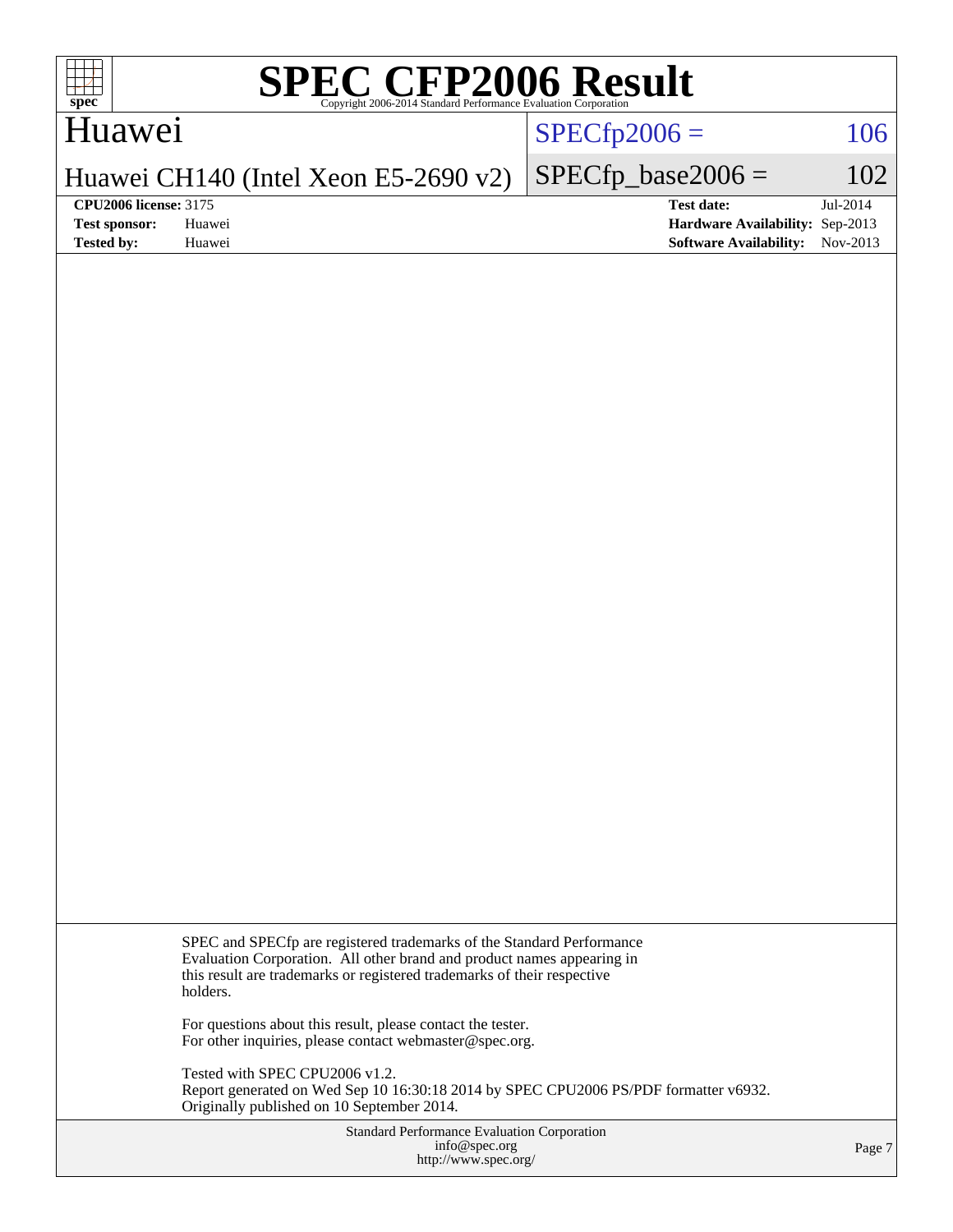# SPEC CFP2006 Result

Copyright 2006-2014 Standard Performance Evaluation Corporation

## Huawei

Huawei CH140 (Intel Xeon E5-2690 v2)

SPECfp2006 = 106

SPECfp_base2006 = 102

**CPU2006 license:** 3175
**Test sponsor:** Huawei
**Tested by:** Huawei

**Test date:** Jul-2014
**Hardware Availability:** Sep-2013
**Software Availability:** Nov-2013

SPEC and SPECfp are registered trademarks of the Standard Performance Evaluation Corporation. All other brand and product names appearing in this result are trademarks or registered trademarks of their respective holders.

For questions about this result, please contact the tester.
For other inquiries, please contact webmaster@spec.org.

Tested with SPEC CPU2006 v1.2.
Report generated on Wed Sep 10 16:30:18 2014 by SPEC CPU2006 PS/PDF formatter v6932.
Originally published on 10 September 2014.

Standard Performance Evaluation Corporation
info@spec.org
http://www.spec.org/